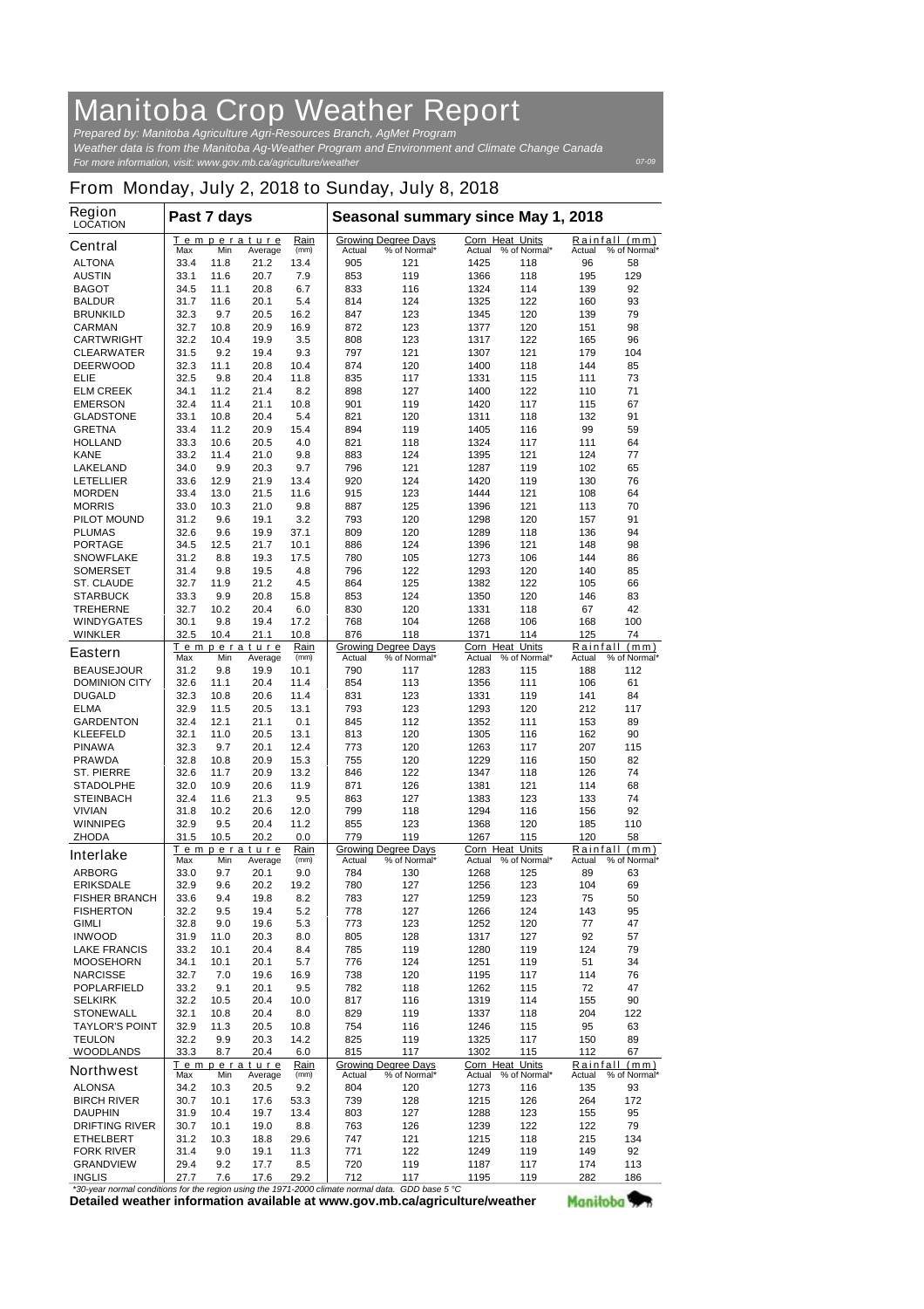# Manitoba Crop Weather Report

*Prepared by: Manitoba Agriculture Agri-Resources Branch, AgMet Program*
*Weather data is from the Manitoba Ag-Weather Program and Environment and Climate Change Canada*
*For more information, visit: www.gov.mb.ca/agriculture/weather*

07-09

## From Monday, July 2, 2018 to Sunday, July 8, 2018

| Region LOCATION | Past 7 days | | | | Seasonal summary since May 1, 2018 | | | | | |
|---|---|---|---|---|---|---|---|---|---|---|
| | Temperature | | | Rain | Growing Degree Days | | Corn Heat Units | | Rainfall (mm) | |
| **Central** | Max | Min | Average | (mm) | Actual | % of Normal* | Actual | % of Normal* | Actual | % of Normal* |
| ALTONA | 33.4 | 11.8 | 21.2 | 13.4 | 905 | 121 | 1425 | 118 | 96 | 58 |
| AUSTIN | 33.1 | 11.6 | 20.7 | 7.9 | 853 | 119 | 1366 | 118 | 195 | 129 |
| BAGOT | 34.5 | 11.1 | 20.8 | 6.7 | 833 | 116 | 1324 | 114 | 139 | 92 |
| BALDUR | 31.7 | 11.6 | 20.1 | 5.4 | 814 | 124 | 1325 | 122 | 160 | 93 |
| BRUNKILD | 32.3 | 9.7 | 20.5 | 16.2 | 847 | 123 | 1345 | 120 | 139 | 79 |
| CARMAN | 32.7 | 10.8 | 20.9 | 16.9 | 872 | 123 | 1377 | 120 | 151 | 98 |
| CARTWRIGHT | 32.2 | 10.4 | 19.9 | 3.5 | 808 | 123 | 1317 | 122 | 165 | 96 |
| CLEARWATER | 31.5 | 9.2 | 19.4 | 9.3 | 797 | 121 | 1307 | 121 | 179 | 104 |
| DEERWOOD | 32.3 | 11.1 | 20.8 | 10.4 | 874 | 120 | 1400 | 118 | 144 | 85 |
| ELIE | 32.5 | 9.8 | 20.4 | 11.8 | 835 | 117 | 1331 | 115 | 111 | 73 |
| ELM CREEK | 34.1 | 11.2 | 21.4 | 8.2 | 898 | 127 | 1400 | 122 | 110 | 71 |
| EMERSON | 32.4 | 11.4 | 21.1 | 10.8 | 901 | 119 | 1420 | 117 | 115 | 67 |
| GLADSTONE | 33.1 | 10.8 | 20.4 | 5.4 | 821 | 120 | 1311 | 118 | 132 | 91 |
| GRETNA | 33.4 | 11.2 | 20.9 | 15.4 | 894 | 119 | 1405 | 116 | 99 | 59 |
| HOLLAND | 33.3 | 10.6 | 20.5 | 4.0 | 821 | 118 | 1324 | 117 | 111 | 64 |
| KANE | 33.2 | 11.4 | 21.0 | 9.8 | 883 | 124 | 1395 | 121 | 124 | 77 |
| LAKELAND | 34.0 | 9.9 | 20.3 | 9.7 | 796 | 121 | 1287 | 119 | 102 | 65 |
| LETELLIER | 33.6 | 12.9 | 21.9 | 13.4 | 920 | 124 | 1420 | 119 | 130 | 76 |
| MORDEN | 33.4 | 13.0 | 21.5 | 11.6 | 915 | 123 | 1444 | 121 | 108 | 64 |
| MORRIS | 33.0 | 10.3 | 21.0 | 9.8 | 887 | 125 | 1396 | 121 | 113 | 70 |
| PILOT MOUND | 31.2 | 9.6 | 19.1 | 3.2 | 793 | 120 | 1298 | 120 | 157 | 91 |
| PLUMAS | 32.6 | 9.6 | 19.9 | 37.1 | 809 | 120 | 1289 | 118 | 136 | 94 |
| PORTAGE | 34.5 | 12.5 | 21.7 | 10.1 | 886 | 124 | 1396 | 121 | 148 | 98 |
| SNOWFLAKE | 31.2 | 8.8 | 19.3 | 17.5 | 780 | 105 | 1273 | 106 | 144 | 86 |
| SOMERSET | 31.4 | 9.8 | 19.5 | 4.8 | 796 | 122 | 1293 | 120 | 140 | 85 |
| ST. CLAUDE | 32.7 | 11.9 | 21.2 | 4.5 | 864 | 125 | 1382 | 122 | 105 | 66 |
| STARBUCK | 33.3 | 9.9 | 20.8 | 15.8 | 853 | 124 | 1350 | 120 | 146 | 83 |
| TREHERNE | 32.7 | 10.2 | 20.4 | 6.0 | 830 | 120 | 1331 | 118 | 67 | 42 |
| WINDYGATES | 30.1 | 9.8 | 19.4 | 17.2 | 768 | 104 | 1268 | 106 | 168 | 100 |
| WINKLER | 32.5 | 10.4 | 21.1 | 10.8 | 876 | 118 | 1371 | 114 | 125 | 74 |
| **Eastern** | Max | Min | Average | (mm) | Actual | % of Normal* | Actual | % of Normal* | Actual | % of Normal* |
| BEAUSEJOUR | 31.2 | 9.8 | 19.9 | 10.1 | 790 | 117 | 1283 | 115 | 188 | 112 |
| DOMINION CITY | 32.6 | 11.1 | 20.4 | 11.4 | 854 | 113 | 1356 | 111 | 106 | 61 |
| DUGALD | 32.3 | 10.8 | 20.6 | 11.4 | 831 | 123 | 1331 | 119 | 141 | 84 |
| ELMA | 32.9 | 11.5 | 20.5 | 13.1 | 793 | 123 | 1293 | 120 | 212 | 117 |
| GARDENTON | 32.4 | 12.1 | 21.1 | 0.1 | 845 | 112 | 1352 | 111 | 153 | 89 |
| KLEEFELD | 32.1 | 11.0 | 20.5 | 13.1 | 813 | 120 | 1305 | 116 | 162 | 90 |
| PINAWA | 32.3 | 9.7 | 20.1 | 12.4 | 773 | 120 | 1263 | 117 | 207 | 115 |
| PRAWDA | 32.8 | 10.8 | 20.9 | 15.3 | 755 | 120 | 1229 | 116 | 150 | 82 |
| ST. PIERRE | 32.6 | 11.7 | 20.9 | 13.2 | 846 | 122 | 1347 | 118 | 126 | 74 |
| STADOLPHE | 32.0 | 10.9 | 20.6 | 11.9 | 871 | 126 | 1381 | 121 | 114 | 68 |
| STEINBACH | 32.4 | 11.6 | 21.3 | 9.5 | 863 | 127 | 1383 | 123 | 133 | 74 |
| VIVIAN | 31.8 | 10.2 | 20.6 | 12.0 | 799 | 118 | 1294 | 116 | 156 | 92 |
| WINNIPEG | 32.9 | 9.5 | 20.4 | 11.2 | 855 | 123 | 1368 | 120 | 185 | 110 |
| ZHODA | 31.5 | 10.5 | 20.2 | 0.0 | 779 | 119 | 1267 | 115 | 120 | 58 |
| **Interlake** | Max | Min | Average | (mm) | Actual | % of Normal* | Actual | % of Normal* | Actual | % of Normal* |
| ARBORG | 33.0 | 9.7 | 20.1 | 9.0 | 784 | 130 | 1268 | 125 | 89 | 63 |
| ERIKSDALE | 32.9 | 9.6 | 20.2 | 19.2 | 780 | 127 | 1256 | 123 | 104 | 69 |
| FISHER BRANCH | 33.6 | 9.4 | 19.8 | 8.2 | 783 | 127 | 1259 | 123 | 75 | 50 |
| FISHERTON | 32.2 | 9.5 | 19.4 | 5.2 | 778 | 127 | 1266 | 124 | 143 | 95 |
| GIMLI | 32.8 | 9.0 | 19.6 | 5.3 | 773 | 123 | 1252 | 120 | 77 | 47 |
| INWOOD | 31.9 | 11.0 | 20.3 | 8.0 | 805 | 128 | 1317 | 127 | 92 | 57 |
| LAKE FRANCIS | 33.2 | 10.1 | 20.4 | 8.4 | 785 | 119 | 1280 | 119 | 124 | 79 |
| MOOSEHORN | 34.1 | 10.1 | 20.1 | 5.7 | 776 | 124 | 1251 | 119 | 51 | 34 |
| NARCISSE | 32.7 | 7.0 | 19.6 | 16.9 | 738 | 120 | 1195 | 117 | 114 | 76 |
| POPLARFIELD | 33.2 | 9.1 | 20.1 | 9.5 | 782 | 118 | 1262 | 115 | 72 | 47 |
| SELKIRK | 32.2 | 10.5 | 20.4 | 10.0 | 817 | 116 | 1319 | 114 | 155 | 90 |
| STONEWALL | 32.1 | 10.8 | 20.4 | 8.0 | 829 | 119 | 1337 | 118 | 204 | 122 |
| TAYLOR'S POINT | 32.9 | 11.3 | 20.5 | 10.8 | 754 | 116 | 1246 | 115 | 95 | 63 |
| TEULON | 32.2 | 9.9 | 20.3 | 14.2 | 825 | 119 | 1325 | 117 | 150 | 89 |
| WOODLANDS | 33.3 | 8.7 | 20.4 | 6.0 | 815 | 117 | 1302 | 115 | 112 | 67 |
| **Northwest** | Max | Min | Average | (mm) | Actual | % of Normal* | Actual | % of Normal* | Actual | % of Normal* |
| ALONSA | 34.2 | 10.3 | 20.5 | 9.2 | 804 | 120 | 1273 | 116 | 135 | 93 |
| BIRCH RIVER | 30.7 | 10.1 | 17.6 | 53.3 | 739 | 128 | 1215 | 126 | 264 | 172 |
| DAUPHIN | 31.9 | 10.4 | 19.7 | 13.4 | 803 | 127 | 1288 | 123 | 155 | 95 |
| DRIFTING RIVER | 30.7 | 10.1 | 19.0 | 8.8 | 763 | 126 | 1239 | 122 | 122 | 79 |
| ETHELBERT | 31.2 | 10.3 | 18.8 | 29.6 | 747 | 121 | 1215 | 118 | 215 | 134 |
| FORK RIVER | 31.4 | 9.0 | 19.1 | 11.3 | 771 | 122 | 1249 | 119 | 149 | 92 |
| GRANDVIEW | 29.4 | 9.2 | 17.7 | 8.5 | 720 | 119 | 1187 | 117 | 174 | 113 |
| INGLIS | 27.7 | 7.6 | 17.6 | 29.2 | 712 | 117 | 1195 | 119 | 282 | 186 |

*\*30-year normal conditions for the region using the 1971-2000 climate normal data. GDD base 5 °C*

**Detailed weather information available at www.gov.mb.ca/agriculture/weather**

Manitoba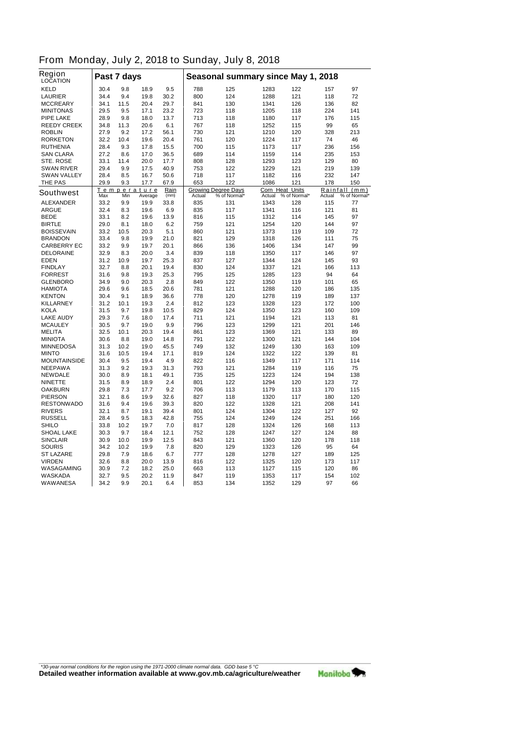## From Monday, July 2, 2018 to Sunday, July 8, 2018

| Region LOCATION | Past 7 days | | | | Seasonal summary since May 1, 2018 | | | | | |
|---|---|---|---|---|---|---|---|---|---|---|
| KELD | 30.4 | 9.8 | 18.9 | 9.5 | 788 | 125 | 1283 | 122 | 157 | 97 |
| LAURIER | 34.4 | 9.4 | 19.8 | 30.2 | 800 | 124 | 1288 | 121 | 118 | 72 |
| MCCREARY | 34.1 | 11.5 | 20.4 | 29.7 | 841 | 130 | 1341 | 126 | 136 | 82 |
| MINITONAS | 29.5 | 9.5 | 17.1 | 23.2 | 723 | 118 | 1205 | 118 | 224 | 141 |
| PIPE LAKE | 28.9 | 9.8 | 18.0 | 13.7 | 713 | 118 | 1180 | 117 | 176 | 115 |
| REEDY CREEK | 34.8 | 11.3 | 20.6 | 6.1 | 767 | 118 | 1252 | 115 | 99 | 65 |
| ROBLIN | 27.9 | 9.2 | 17.2 | 56.1 | 730 | 121 | 1210 | 120 | 328 | 213 |
| RORKETON | 32.2 | 10.4 | 19.6 | 20.4 | 761 | 120 | 1224 | 117 | 74 | 46 |
| RUTHENIA | 28.4 | 9.3 | 17.8 | 15.5 | 700 | 115 | 1173 | 117 | 236 | 156 |
| SAN CLARA | 27.2 | 8.6 | 17.0 | 36.5 | 689 | 114 | 1159 | 114 | 235 | 153 |
| STE. ROSE | 33.1 | 11.4 | 20.0 | 17.7 | 808 | 128 | 1293 | 123 | 129 | 80 |
| SWAN RIVER | 29.4 | 9.9 | 17.5 | 40.9 | 753 | 122 | 1229 | 121 | 219 | 139 |
| SWAN VALLEY | 28.4 | 8.5 | 16.7 | 50.6 | 718 | 117 | 1182 | 116 | 232 | 147 |
| THE PAS | 29.9 | 9.3 | 17.7 | 67.9 | 653 | 122 | 1086 | 121 | 178 | 150 |
| **Southwest** | Temperature | | | Rain | Growing Degree Days | | Corn Heat Units | | Rainfall (mm) | |
| | Max | Min | Average | (mm) | Actual | % of Normal* | Actual | % of Normal* | Actual | % of Normal* |
| ALEXANDER | 33.2 | 9.9 | 19.9 | 33.8 | 835 | 131 | 1343 | 128 | 115 | 77 |
| ARGUE | 32.4 | 8.3 | 19.6 | 6.9 | 835 | 117 | 1341 | 116 | 121 | 81 |
| BEDE | 33.1 | 8.2 | 19.6 | 13.9 | 816 | 115 | 1312 | 114 | 145 | 97 |
| BIRTLE | 29.0 | 8.1 | 18.0 | 6.2 | 759 | 121 | 1254 | 120 | 144 | 97 |
| BOISSEVAIN | 33.2 | 10.5 | 20.3 | 5.1 | 860 | 121 | 1373 | 119 | 109 | 72 |
| BRANDON | 33.4 | 9.8 | 19.9 | 21.0 | 821 | 129 | 1318 | 126 | 111 | 75 |
| CARBERRY EC | 33.2 | 9.9 | 19.7 | 20.1 | 866 | 136 | 1406 | 134 | 147 | 99 |
| DELORAINE | 32.9 | 8.3 | 20.0 | 3.4 | 839 | 118 | 1350 | 117 | 146 | 97 |
| EDEN | 31.2 | 10.9 | 19.7 | 25.3 | 837 | 127 | 1344 | 124 | 145 | 93 |
| FINDLAY | 32.7 | 8.8 | 20.1 | 19.4 | 830 | 124 | 1337 | 121 | 166 | 113 |
| FORREST | 31.6 | 9.8 | 19.3 | 25.3 | 795 | 125 | 1285 | 123 | 94 | 64 |
| GLENBORO | 34.9 | 9.0 | 20.3 | 2.8 | 849 | 122 | 1350 | 119 | 101 | 65 |
| HAMIOTA | 29.6 | 9.6 | 18.5 | 20.6 | 781 | 121 | 1288 | 120 | 186 | 135 |
| KENTON | 30.4 | 9.1 | 18.9 | 36.6 | 778 | 120 | 1278 | 119 | 189 | 137 |
| KILLARNEY | 31.2 | 10.1 | 19.3 | 2.4 | 812 | 123 | 1328 | 123 | 172 | 100 |
| KOLA | 31.5 | 9.7 | 19.8 | 10.5 | 829 | 124 | 1350 | 123 | 160 | 109 |
| LAKE AUDY | 29.3 | 7.6 | 18.0 | 17.4 | 711 | 121 | 1194 | 121 | 113 | 81 |
| MCAULEY | 30.5 | 9.7 | 19.0 | 9.9 | 796 | 123 | 1299 | 121 | 201 | 146 |
| MELITA | 32.5 | 10.1 | 20.3 | 19.4 | 861 | 123 | 1369 | 121 | 133 | 89 |
| MINIOTA | 30.6 | 8.8 | 19.0 | 14.8 | 791 | 122 | 1300 | 121 | 144 | 104 |
| MINNEDOSA | 31.3 | 10.2 | 19.0 | 45.5 | 749 | 132 | 1249 | 130 | 163 | 109 |
| MINTO | 31.6 | 10.5 | 19.4 | 17.1 | 819 | 124 | 1322 | 122 | 139 | 81 |
| MOUNTAINSIDE | 30.4 | 9.5 | 19.4 | 4.9 | 822 | 116 | 1349 | 117 | 171 | 114 |
| NEEPAWA | 31.3 | 9.2 | 19.3 | 31.3 | 793 | 121 | 1284 | 119 | 116 | 75 |
| NEWDALE | 30.0 | 8.9 | 18.1 | 49.1 | 735 | 125 | 1223 | 124 | 194 | 138 |
| NINETTE | 31.5 | 8.9 | 18.9 | 2.4 | 801 | 122 | 1294 | 120 | 123 | 72 |
| OAKBURN | 29.8 | 7.3 | 17.7 | 9.2 | 706 | 113 | 1179 | 113 | 170 | 115 |
| PIERSON | 32.1 | 8.6 | 19.9 | 32.6 | 827 | 118 | 1320 | 117 | 180 | 120 |
| RESTONWADO | 31.6 | 9.4 | 19.6 | 39.3 | 820 | 122 | 1328 | 121 | 208 | 141 |
| RIVERS | 32.1 | 8.7 | 19.1 | 39.4 | 801 | 124 | 1304 | 122 | 127 | 92 |
| RUSSELL | 28.4 | 9.5 | 18.3 | 42.8 | 755 | 124 | 1249 | 124 | 251 | 166 |
| SHILO | 33.8 | 10.2 | 19.7 | 7.0 | 817 | 128 | 1324 | 126 | 168 | 113 |
| SHOAL LAKE | 30.3 | 9.7 | 18.4 | 12.1 | 752 | 128 | 1247 | 127 | 124 | 88 |
| SINCLAIR | 30.9 | 10.0 | 19.9 | 12.5 | 843 | 121 | 1360 | 120 | 178 | 118 |
| SOURIS | 34.2 | 10.2 | 19.9 | 7.8 | 820 | 129 | 1323 | 126 | 95 | 64 |
| ST LAZARE | 29.8 | 7.9 | 18.6 | 6.7 | 777 | 128 | 1278 | 127 | 189 | 125 |
| VIRDEN | 32.6 | 8.8 | 20.0 | 13.9 | 816 | 122 | 1325 | 120 | 173 | 117 |
| WASAGAMING | 30.9 | 7.2 | 18.2 | 25.0 | 663 | 113 | 1127 | 115 | 120 | 86 |
| WASKADA | 32.7 | 9.5 | 20.2 | 11.9 | 847 | 119 | 1353 | 117 | 154 | 102 |
| WAWANESA | 34.2 | 9.9 | 20.1 | 6.4 | 853 | 134 | 1352 | 129 | 97 | 66 |

*30-year normal conditions for the region using the 1971-2000 climate normal data. GDD base 5 °C

**Detailed weather information available at www.gov.mb.ca/agriculture/weather**